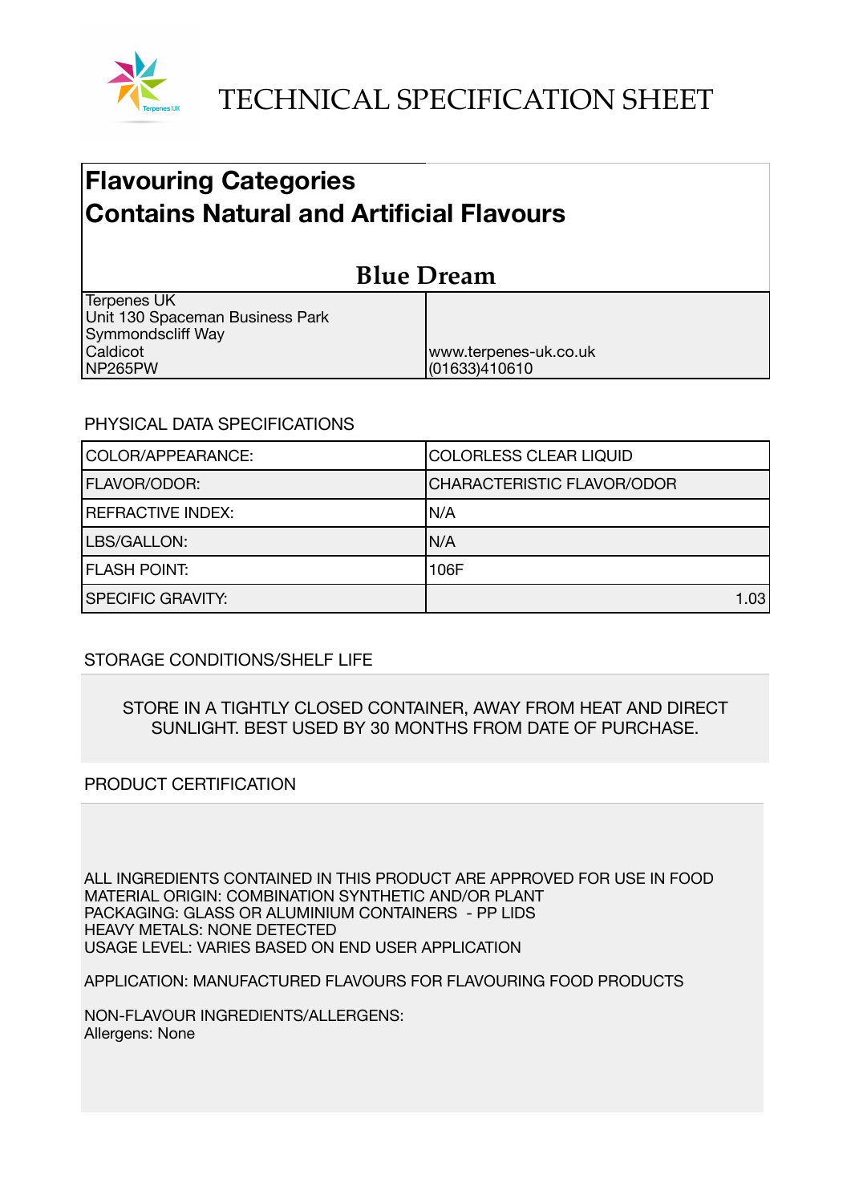# TECHNICAL SPECIFICATION SHEET

## Flavouring Categories
## Contains Natural and Artificial Flavours

### Blue Dream

| | |
|---|---|
| Terpenes UK<br>Unit 130 Spaceman Business Park<br>Symmondscliff Way<br>Caldicot<br>NP265PW | www.terpenes-uk.co.uk<br>(01633)410610 |

PHYSICAL DATA SPECIFICATIONS

| | |
|---|---|
| COLOR/APPEARANCE: | COLORLESS CLEAR LIQUID |
| FLAVOR/ODOR: | CHARACTERISTIC FLAVOR/ODOR |
| REFRACTIVE INDEX: | N/A |
| LBS/GALLON: | N/A |
| FLASH POINT: | 106F |
| SPECIFIC GRAVITY: | 1.03 |

STORAGE CONDITIONS/SHELF LIFE

STORE IN A TIGHTLY CLOSED CONTAINER, AWAY FROM HEAT AND DIRECT SUNLIGHT. BEST USED BY 30 MONTHS FROM DATE OF PURCHASE.

PRODUCT CERTIFICATION

ALL INGREDIENTS CONTAINED IN THIS PRODUCT ARE APPROVED FOR USE IN FOOD
MATERIAL ORIGIN: COMBINATION SYNTHETIC AND/OR PLANT
PACKAGING: GLASS OR ALUMINIUM CONTAINERS - PP LIDS
HEAVY METALS: NONE DETECTED
USAGE LEVEL: VARIES BASED ON END USER APPLICATION

APPLICATION: MANUFACTURED FLAVOURS FOR FLAVOURING FOOD PRODUCTS

NON-FLAVOUR INGREDIENTS/ALLERGENS:
Allergens: None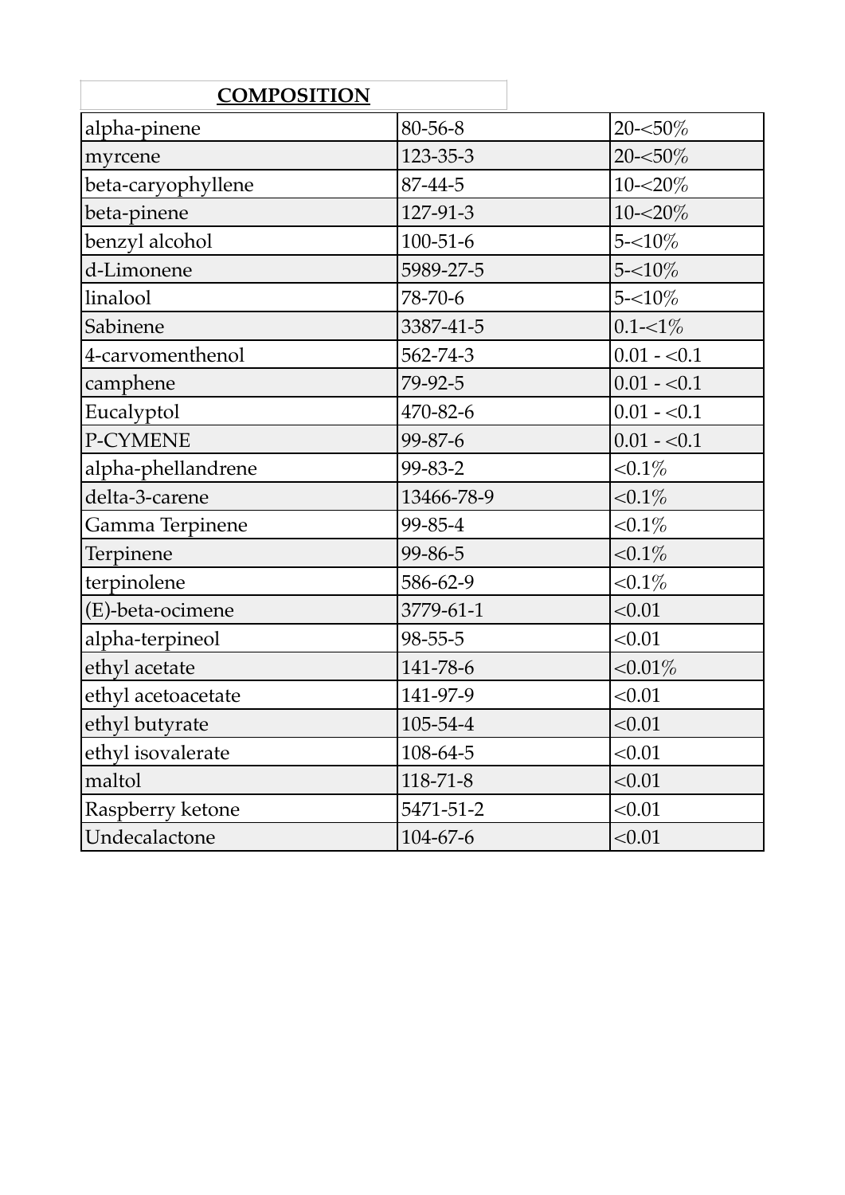**COMPOSITION**

| | | |
|---|---|---|
| alpha-pinene | 80-56-8 | 20-<50% |
| myrcene | 123-35-3 | 20-<50% |
| beta-caryophyllene | 87-44-5 | 10-<20% |
| beta-pinene | 127-91-3 | 10-<20% |
| benzyl alcohol | 100-51-6 | 5-<10% |
| d-Limonene | 5989-27-5 | 5-<10% |
| linalool | 78-70-6 | 5-<10% |
| Sabinene | 3387-41-5 | 0.1-<1% |
| 4-carvomenthenol | 562-74-3 | 0.01 - <0.1 |
| camphene | 79-92-5 | 0.01 - <0.1 |
| Eucalyptol | 470-82-6 | 0.01 - <0.1 |
| P-CYMENE | 99-87-6 | 0.01 - <0.1 |
| alpha-phellandrene | 99-83-2 | <0.1% |
| delta-3-carene | 13466-78-9 | <0.1% |
| Gamma Terpinene | 99-85-4 | <0.1% |
| Terpinene | 99-86-5 | <0.1% |
| terpinolene | 586-62-9 | <0.1% |
| (E)-beta-ocimene | 3779-61-1 | <0.01 |
| alpha-terpineol | 98-55-5 | <0.01 |
| ethyl acetate | 141-78-6 | <0.01% |
| ethyl acetoacetate | 141-97-9 | <0.01 |
| ethyl butyrate | 105-54-4 | <0.01 |
| ethyl isovalerate | 108-64-5 | <0.01 |
| maltol | 118-71-8 | <0.01 |
| Raspberry ketone | 5471-51-2 | <0.01 |
| Undecalactone | 104-67-6 | <0.01 |